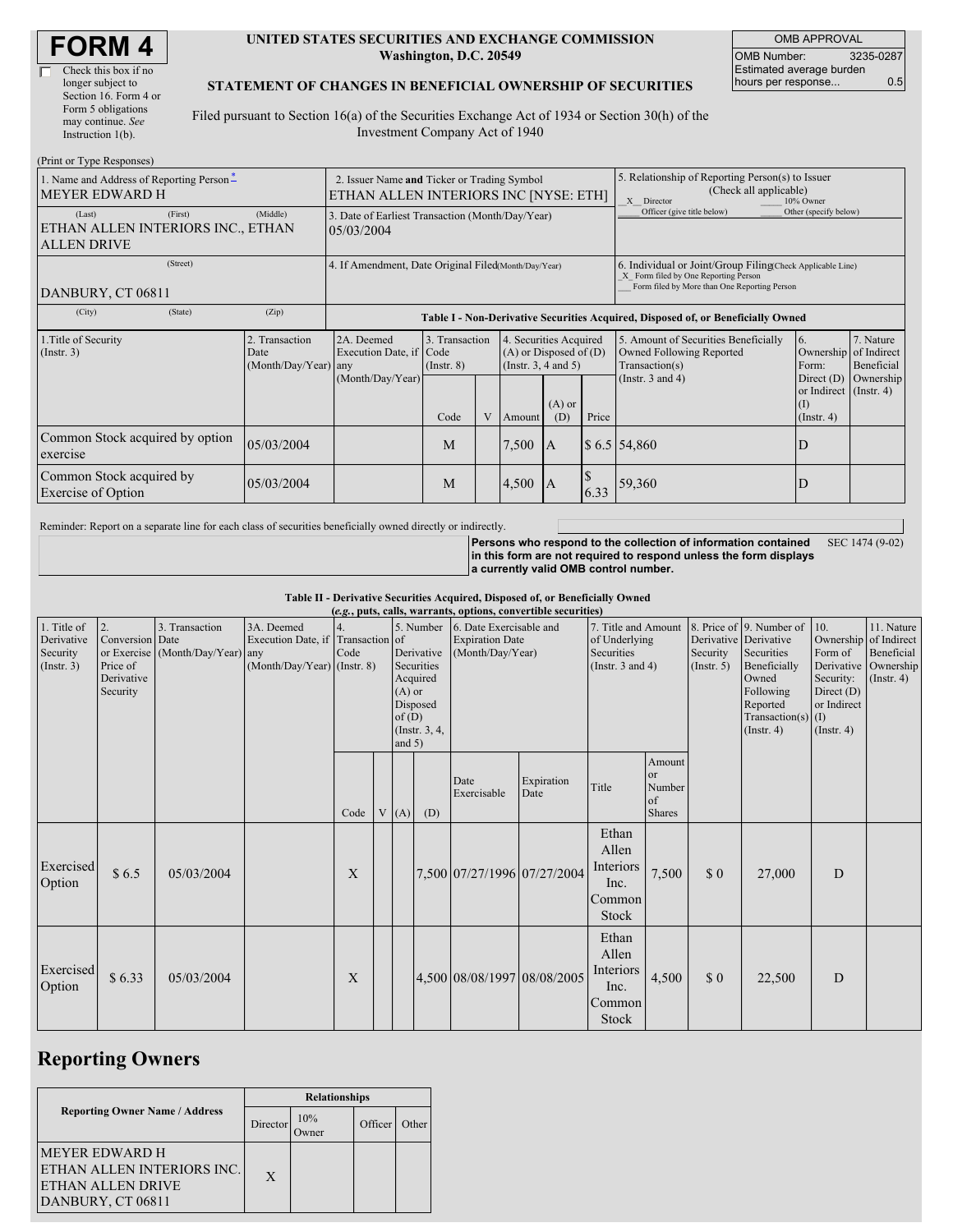# FORM 4

☐ Check this box if no longer subject to Section 16. Form 4 or Form 5 obligations may continue. *See* Instruction 1(b).

**UNITED STATES SECURITIES AND EXCHANGE COMMISSION**
**Washington, D.C. 20549**

**STATEMENT OF CHANGES IN BENEFICIAL OWNERSHIP OF SECURITIES**

Filed pursuant to Section 16(a) of the Securities Exchange Act of 1934 or Section 30(h) of the Investment Company Act of 1940

| OMB APPROVAL | |
|---|---|
| OMB Number: | 3235-0287 |
| Estimated average burden hours per response... | 0.5 |

(Print or Type Responses)

| 1. Name and Address of Reporting Person* | 2. Issuer Name and Ticker or Trading Symbol | 5. Relationship of Reporting Person(s) to Issuer (Check all applicable) |
|---|---|---|
| MEYER EDWARD H | ETHAN ALLEN INTERIORS INC [NYSE: ETH] | _X_ Director ___ 10% Owner ___ Officer (give title below) ___ Other (specify below) |
| (Last) (First) (Middle) ETHAN ALLEN INTERIORS INC., ETHAN ALLEN DRIVE | 3. Date of Earliest Transaction (Month/Day/Year) 05/03/2004 | |
| (Street) DANBURY, CT 06811 | 4. If Amendment, Date Original Filed(Month/Day/Year) | 6. Individual or Joint/Group Filing(Check Applicable Line) _X_ Form filed by One Reporting Person ___ Form filed by More than One Reporting Person |
| (City) (State) (Zip) | | |

**Table I - Non-Derivative Securities Acquired, Disposed of, or Beneficially Owned**

| 1.Title of Security (Instr. 3) | 2. Transaction Date (Month/Day/Year) | 2A. Deemed Execution Date, if any (Month/Day/Year) | 3. Transaction Code (Instr. 8) | | 4. Securities Acquired (A) or Disposed of (D) (Instr. 3, 4 and 5) | | | 5. Amount of Securities Beneficially Owned Following Reported Transaction(s) (Instr. 3 and 4) | 6. Ownership Form: Direct (D) or Indirect (I) (Instr. 4) | 7. Nature of Indirect Beneficial Ownership (Instr. 4) |
|---|---|---|---|---|---|---|---|---|---|---|
| | | | Code | V | Amount | (A) or (D) | Price | | | |
| Common Stock acquired by option exercise | 05/03/2004 | | M | | 7,500 | A | $ 6.5 | 54,860 | D | |
| Common Stock acquired by Exercise of Option | 05/03/2004 | | M | | 4,500 | A | $ 6.33 | 59,360 | D | |

Reminder: Report on a separate line for each class of securities beneficially owned directly or indirectly.

**Persons who respond to the collection of information contained in this form are not required to respond unless the form displays a currently valid OMB control number.** SEC 1474 (9-02)

**Table II - Derivative Securities Acquired, Disposed of, or Beneficially Owned**
**(*e.g.*, puts, calls, warrants, options, convertible securities)**

| 1. Title of Derivative Security (Instr. 3) | 2. Conversion or Exercise Price of Derivative Security | 3. Transaction Date (Month/Day/Year) | 3A. Deemed Execution Date, if any (Month/Day/Year) | 4. Transaction Code (Instr. 8) | | 5. Number of Derivative Securities Acquired (A) or Disposed of (D) (Instr. 3, 4, and 5) | | 6. Date Exercisable and Expiration Date (Month/Day/Year) | | 7. Title and Amount of Underlying Securities (Instr. 3 and 4) | | 8. Price of Derivative Security (Instr. 5) | 9. Number of Derivative Securities Beneficially Owned Following Reported Transaction(s) (Instr. 4) | 10. Ownership Form of Derivative Security: Direct (D) or Indirect (I) (Instr. 4) | 11. Nature of Indirect Beneficial Ownership (Instr. 4) |
|---|---|---|---|---|---|---|---|---|---|---|---|---|---|---|---|
| | | | | Code | V | (A) | (D) | Date Exercisable | Expiration Date | Title | Amount or Number of Shares | | | | |
| Exercised Option | $ 6.5 | 05/03/2004 | | X | | | 7,500 | 07/27/1996 | 07/27/2004 | Ethan Allen Interiors Inc. Common Stock | 7,500 | $ 0 | 27,000 | D | |
| Exercised Option | $ 6.33 | 05/03/2004 | | X | | | 4,500 | 08/08/1997 | 08/08/2005 | Ethan Allen Interiors Inc. Common Stock | 4,500 | $ 0 | 22,500 | D | |

## Reporting Owners

| Reporting Owner Name / Address | Relationships | | | |
|---|---|---|---|---|
| | Director | 10% Owner | Officer | Other |
| MEYER EDWARD H ETHAN ALLEN INTERIORS INC. ETHAN ALLEN DRIVE DANBURY, CT 06811 | X | | | |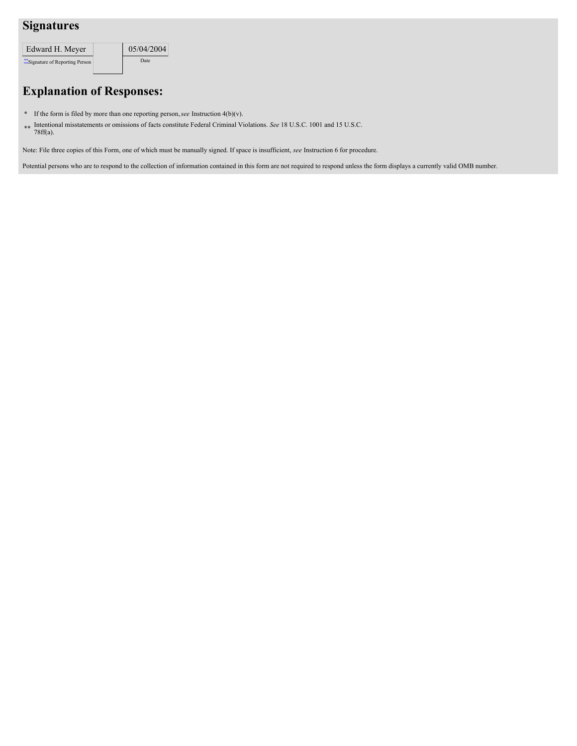## Signatures

| Edward H. Meyer | | 05/04/2004 |
|---|---|---|
| **Signature of Reporting Person | | Date |

## Explanation of Responses:

\* If the form is filed by more than one reporting person, *see* Instruction 4(b)(v).

\*\* Intentional misstatements or omissions of facts constitute Federal Criminal Violations. *See* 18 U.S.C. 1001 and 15 U.S.C. 78ff(a).

Note: File three copies of this Form, one of which must be manually signed. If space is insufficient, *see* Instruction 6 for procedure.

Potential persons who are to respond to the collection of information contained in this form are not required to respond unless the form displays a currently valid OMB number.